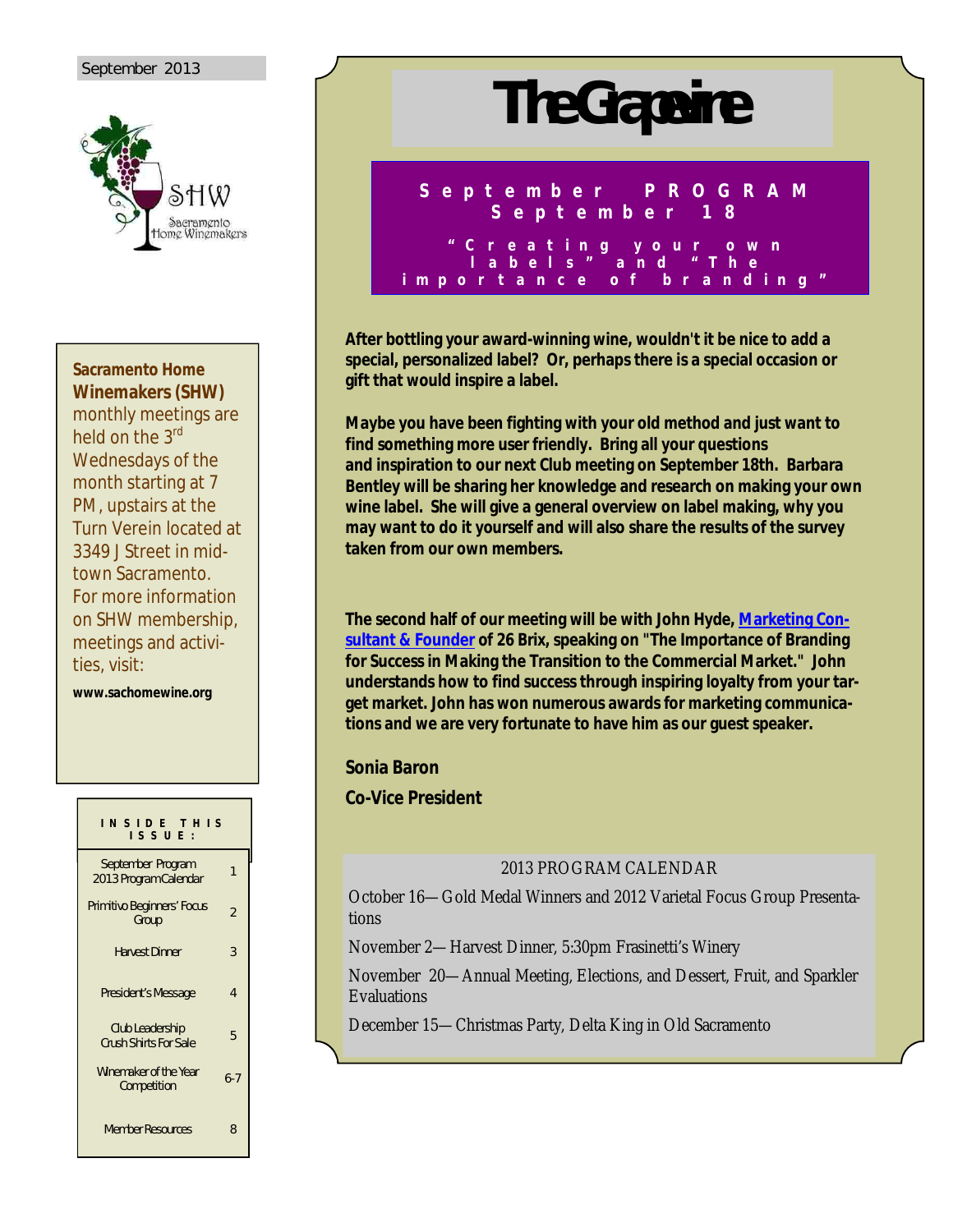September 2013

# The Grapevine

**September PROGRAM**
**September 18**
**"Creating your own labels" and "The importance of branding"**

**After bottling your award-winning wine, wouldn't it be nice to add a special, personalized label? Or, perhaps there is a special occasion or gift that would inspire a label.**

**Maybe you have been fighting with your old method and just want to find something more user friendly. Bring all your questions and inspiration to our next Club meeting on September 18th. Barbara Bentley will be sharing her knowledge and research on making your own wine label. She will give a general overview on label making, why you may want to do it yourself and will also share the results of the survey taken from our own members.**

**The second half of our meeting will be with John Hyde, Marketing Consultant & Founder of 26 Brix, speaking on "The Importance of Branding for Success in Making the Transition to the Commercial Market." John understands how to find success through inspiring loyalty from your target market. John has won numerous awards for marketing communications and we are very fortunate to have him as our guest speaker.**

**Sonia Baron**

**Co-Vice President**

2013 PROGRAM CALENDAR

October 16—Gold Medal Winners and 2012 Varietal Focus Group Presentations

November 2—Harvest Dinner, 5:30pm Frasinetti's Winery

November 20—Annual Meeting, Elections, and Dessert, Fruit, and Sparkler Evaluations

December 15—Christmas Party, Delta King in Old Sacramento

---

**Sacramento Home Winemakers (SHW)** monthly meetings are held on the 3rd Wednesdays of the month starting at 7 PM, upstairs at the Turn Verein located at 3349 J Street in mid-town Sacramento. For more information on SHW membership, meetings and activities, visit:

**www.sachomewine.org**

**INSIDE THIS ISSUE:**

| | |
|---|---|
| September Program 2013 Program Calendar | 1 |
| Primitivo Beginners' Focus Group | 2 |
| Harvest Dinner | 3 |
| President's Message | 4 |
| Club Leadership Crush Shirts For Sale | 5 |
| Winemaker of the Year Competition | 6-7 |
| Member Resources | 8 |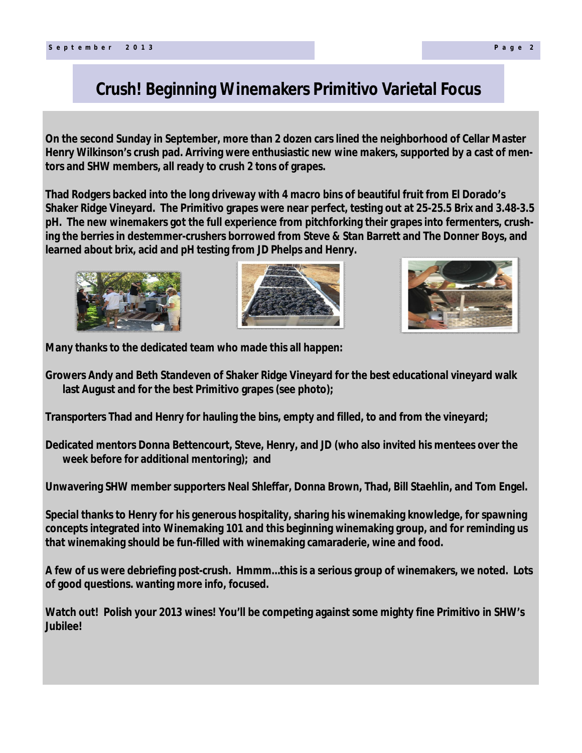# Crush! Beginning Winemakers Primitivo Varietal Focus

**On the second Sunday in September, more than 2 dozen cars lined the neighborhood of Cellar Master Henry Wilkinson's crush pad. Arriving were enthusiastic new wine makers, supported by a cast of mentors and SHW members, all ready to crush 2 tons of grapes.**

**Thad Rodgers backed into the long driveway with 4 macro bins of beautiful fruit from El Dorado's Shaker Ridge Vineyard. The Primitivo grapes were near perfect, testing out at 25-25.5 Brix and 3.48-3.5 pH. The new winemakers got the full experience from pitchforking their grapes into fermenters, crushing the berries in destemmer-crushers borrowed from Steve & Stan Barrett and The Donner Boys, and learned about brix, acid and pH testing from JD Phelps and Henry.**

**Many thanks to the dedicated team who made this all happen:**

**Growers Andy and Beth Standeven of Shaker Ridge Vineyard for the best educational vineyard walk last August and for the best Primitivo grapes (see photo);**

**Transporters Thad and Henry for hauling the bins, empty and filled, to and from the vineyard;**

**Dedicated mentors Donna Bettencourt, Steve, Henry, and JD (who also invited his mentees over the week before for additional mentoring); and**

**Unwavering SHW member supporters Neal Shleffar, Donna Brown, Thad, Bill Staehlin, and Tom Engel.**

**Special thanks to Henry for his generous hospitality, sharing his winemaking knowledge, for spawning concepts integrated into Winemaking 101 and this beginning winemaking group, and for reminding us that winemaking should be fun-filled with winemaking camaraderie, wine and food.**

**A few of us were debriefing post-crush. Hmmm...this is a serious group of winemakers, we noted. Lots of good questions. wanting more info, focused.**

**Watch out! Polish your 2013 wines! You'll be competing against some mighty fine Primitivo in SHW's Jubilee!**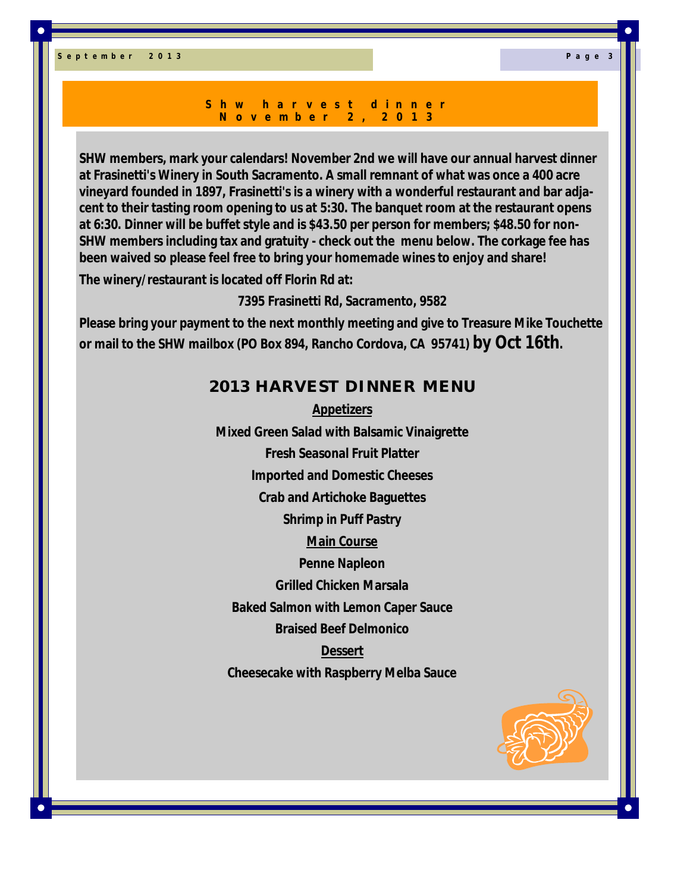# Shw harvest dinner November 2, 2013

**SHW members, mark your calendars! November 2nd we will have our annual harvest dinner at Frasinetti's Winery in South Sacramento. A small remnant of what was once a 400 acre vineyard founded in 1897, Frasinetti's is a winery with a wonderful restaurant and bar adjacent to their tasting room opening to us at 5:30. The banquet room at the restaurant opens at 6:30. Dinner will be buffet style and is $43.50 per person for members; $48.50 for non-SHW members including tax and gratuity - check out the menu below. The corkage fee has been waived so please feel free to bring your homemade wines to enjoy and share!**

**The winery/restaurant is located off Florin Rd at:**

**7395 Frasinetti Rd, Sacramento, 9582**

**Please bring your payment to the next monthly meeting and give to Treasure Mike Touchette or mail to the SHW mailbox (PO Box 894, Rancho Cordova, CA 95741) by Oct 16th.**

## 2013 HARVEST DINNER MENU

**Appetizers**

**Mixed Green Salad with Balsamic Vinaigrette**

**Fresh Seasonal Fruit Platter**

**Imported and Domestic Cheeses**

**Crab and Artichoke Baguettes**

**Shrimp in Puff Pastry**

**Main Course**

**Penne Napleon**

**Grilled Chicken Marsala**

**Baked Salmon with Lemon Caper Sauce**

**Braised Beef Delmonico**

**Dessert**

**Cheesecake with Raspberry Melba Sauce**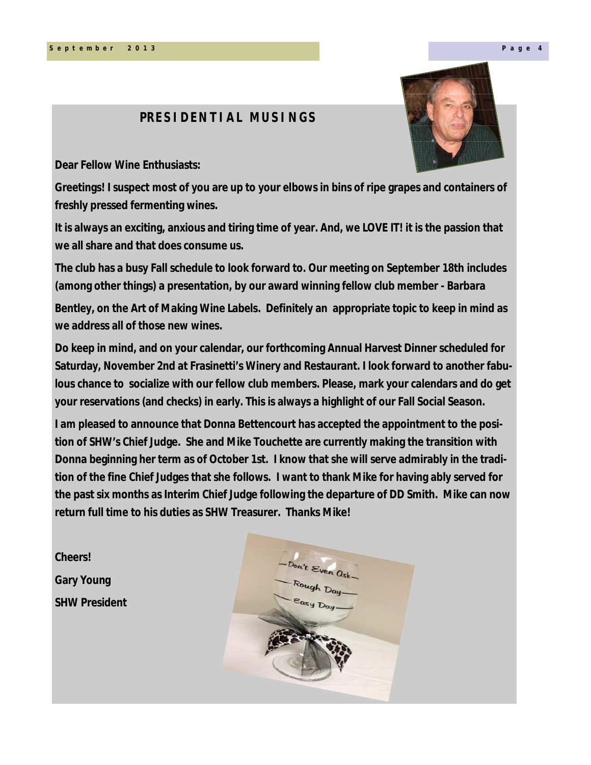## PRESIDENTIAL MUSINGS

**Dear Fellow Wine Enthusiasts:**

**Greetings! I suspect most of you are up to your elbows in bins of ripe grapes and containers of freshly pressed fermenting wines.**

**It is always an exciting, anxious and tiring time of year. And, we LOVE IT! it is the passion that we all share and that does consume us.**

**The club has a busy Fall schedule to look forward to. Our meeting on September 18th includes (among other things) a presentation, by our award winning fellow club member - Barbara Bentley, on the Art of Making Wine Labels. Definitely an appropriate topic to keep in mind as we address all of those new wines.**

**Do keep in mind, and on your calendar, our forthcoming Annual Harvest Dinner scheduled for Saturday, November 2nd at Frasinetti's Winery and Restaurant. I look forward to another fabulous chance to socialize with our fellow club members. Please, mark your calendars and do get your reservations (and checks) in early. This is always a highlight of our Fall Social Season.**

**I am pleased to announce that Donna Bettencourt has accepted the appointment to the position of SHW's Chief Judge. She and Mike Touchette are currently making the transition with Donna beginning her term as of October 1st. I know that she will serve admirably in the tradition of the fine Chief Judges that she follows. I want to thank Mike for having ably served for the past six months as Interim Chief Judge following the departure of DD Smith. Mike can now return full time to his duties as SHW Treasurer. Thanks Mike!**

**Cheers!**

**Gary Young**

**SHW President**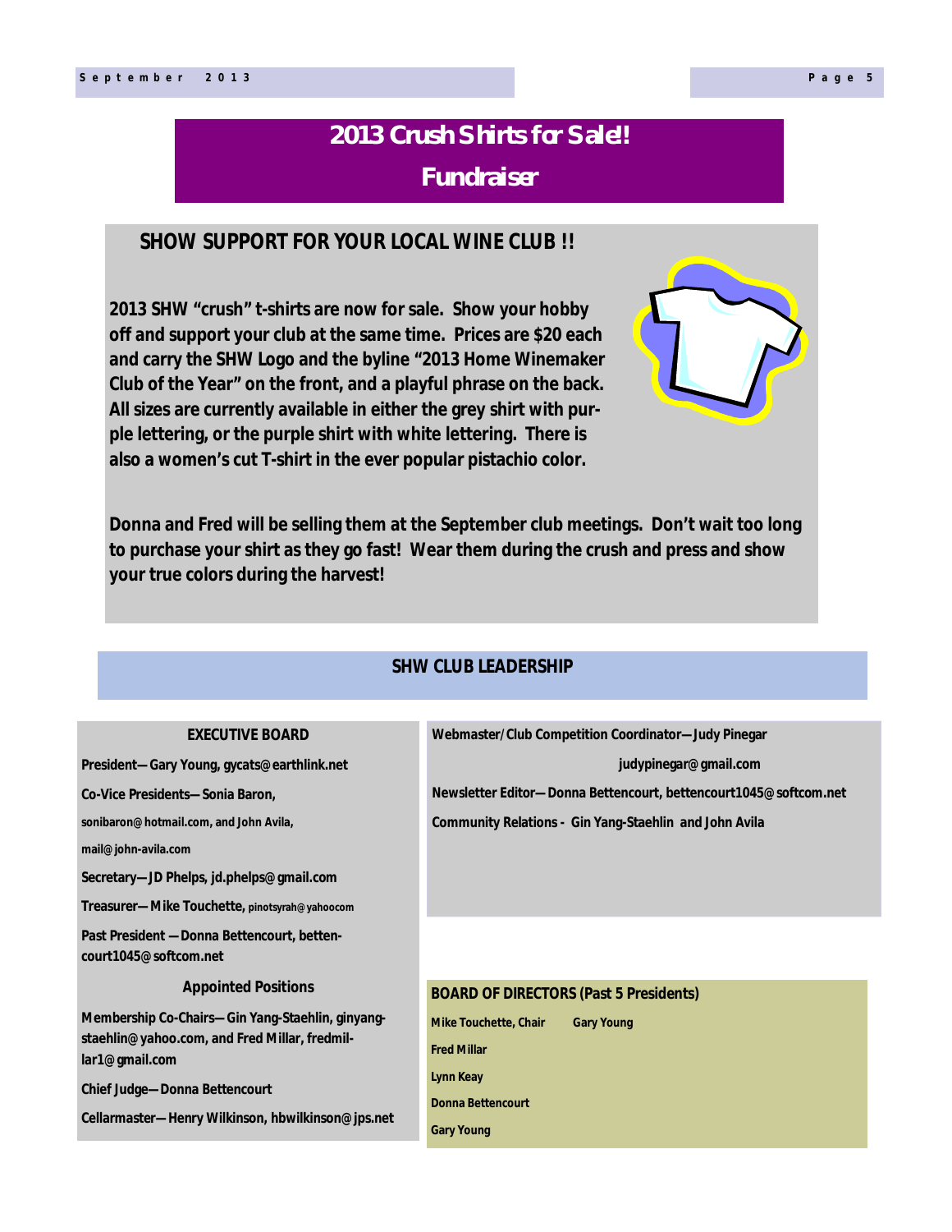# 2013 Crush Shirts for Sale!

## Fundraiser

### SHOW SUPPORT FOR YOUR LOCAL WINE CLUB !!

**2013 SHW "crush" t-shirts are now for sale. Show your hobby off and support your club at the same time. Prices are $20 each and carry the SHW Logo and the byline "2013 Home Winemaker Club of the Year" on the front, and a playful phrase on the back. All sizes are currently available in either the grey shirt with purple lettering, or the purple shirt with white lettering. There is also a women's cut T-shirt in the ever popular pistachio color.**

**Donna and Fred will be selling them at the September club meetings. Don't wait too long to purchase your shirt as they go fast! Wear them during the crush and press and show your true colors during the harvest!**

## SHW CLUB LEADERSHIP

### EXECUTIVE BOARD

**President—Gary Young, gycats@earthlink.net**

**Co-Vice Presidents—Sonia Baron, sonibaron@hotmail.com, and John Avila, mail@john-avila.com**

**Secretary—JD Phelps, jd.phelps@gmail.com**

**Treasurer—Mike Touchette, pinotsyrah@yahoocom**

**Past President —Donna Bettencourt, bettencourt1045@softcom.net**

### Appointed Positions

**Membership Co-Chairs—Gin Yang-Staehlin, ginyangstaehlin@yahoo.com, and Fred Millar, fredmillar1@gmail.com**

**Chief Judge—Donna Bettencourt**

**Cellarmaster—Henry Wilkinson, hbwilkinson@jps.net**

**Webmaster/Club Competition Coordinator—Judy Pinegar judypinegar@gmail.com**

**Newsletter Editor—Donna Bettencourt, bettencourt1045@softcom.net**

**Community Relations - Gin Yang-Staehlin and John Avila**

### BOARD OF DIRECTORS (Past 5 Presidents)

**Mike Touchette, Chair** **Gary Young**

**Fred Millar**

**Lynn Keay**

**Donna Bettencourt**

**Gary Young**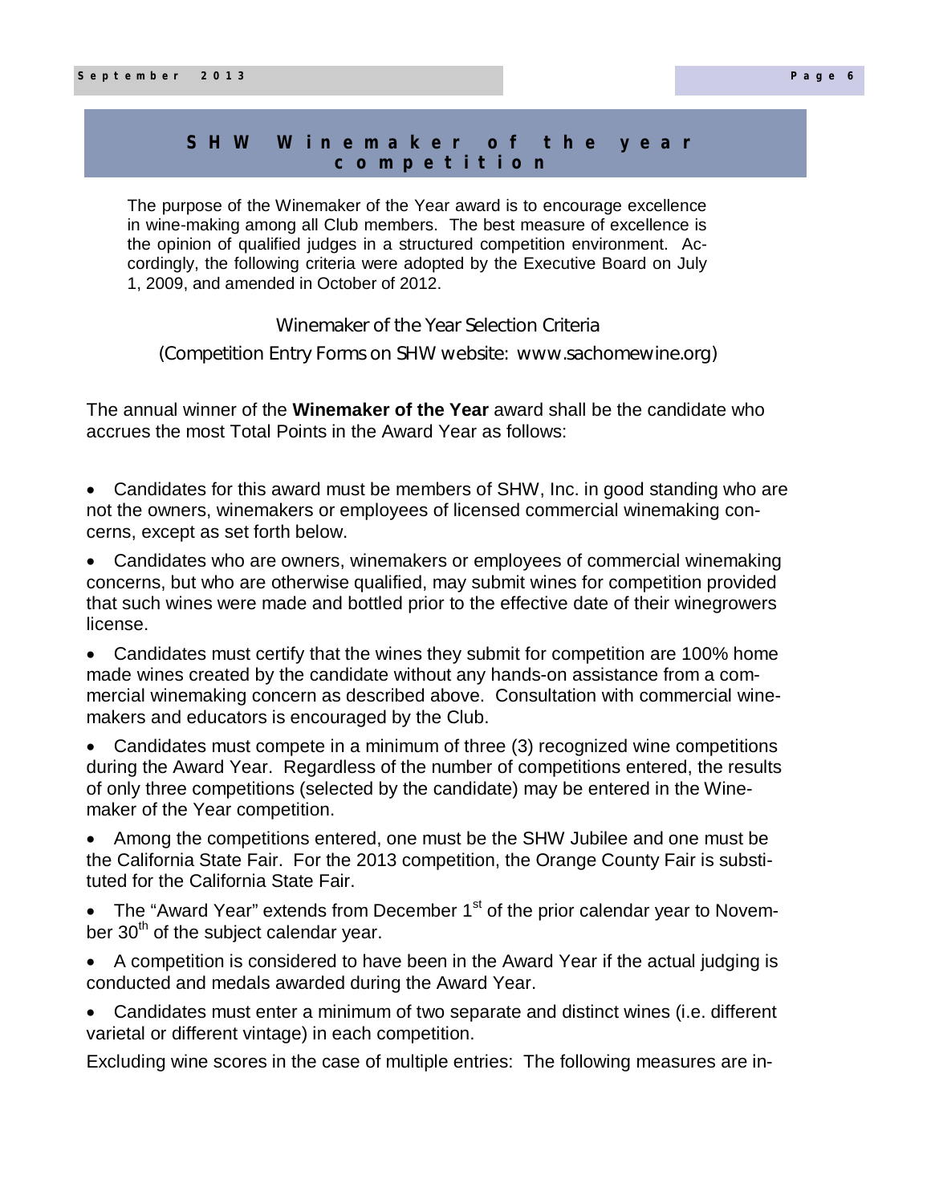## SHW Winemaker of the year competition

The purpose of the Winemaker of the Year award is to encourage excellence in wine-making among all Club members. The best measure of excellence is the opinion of qualified judges in a structured competition environment. Accordingly, the following criteria were adopted by the Executive Board on July 1, 2009, and amended in October of 2012.

Winemaker of the Year Selection Criteria

(Competition Entry Forms on SHW website: www.sachomewine.org)

The annual winner of the **Winemaker of the Year** award shall be the candidate who accrues the most Total Points in the Award Year as follows:

- Candidates for this award must be members of SHW, Inc. in good standing who are not the owners, winemakers or employees of licensed commercial winemaking concerns, except as set forth below.
- Candidates who are owners, winemakers or employees of commercial winemaking concerns, but who are otherwise qualified, may submit wines for competition provided that such wines were made and bottled prior to the effective date of their winegrowers license.
- Candidates must certify that the wines they submit for competition are 100% home made wines created by the candidate without any hands-on assistance from a commercial winemaking concern as described above. Consultation with commercial winemakers and educators is encouraged by the Club.
- Candidates must compete in a minimum of three (3) recognized wine competitions during the Award Year. Regardless of the number of competitions entered, the results of only three competitions (selected by the candidate) may be entered in the Winemaker of the Year competition.
- Among the competitions entered, one must be the SHW Jubilee and one must be the California State Fair. For the 2013 competition, the Orange County Fair is substituted for the California State Fair.
- The "Award Year" extends from December 1st of the prior calendar year to November 30th of the subject calendar year.
- A competition is considered to have been in the Award Year if the actual judging is conducted and medals awarded during the Award Year.
- Candidates must enter a minimum of two separate and distinct wines (i.e. different varietal or different vintage) in each competition.

Excluding wine scores in the case of multiple entries: The following measures are in-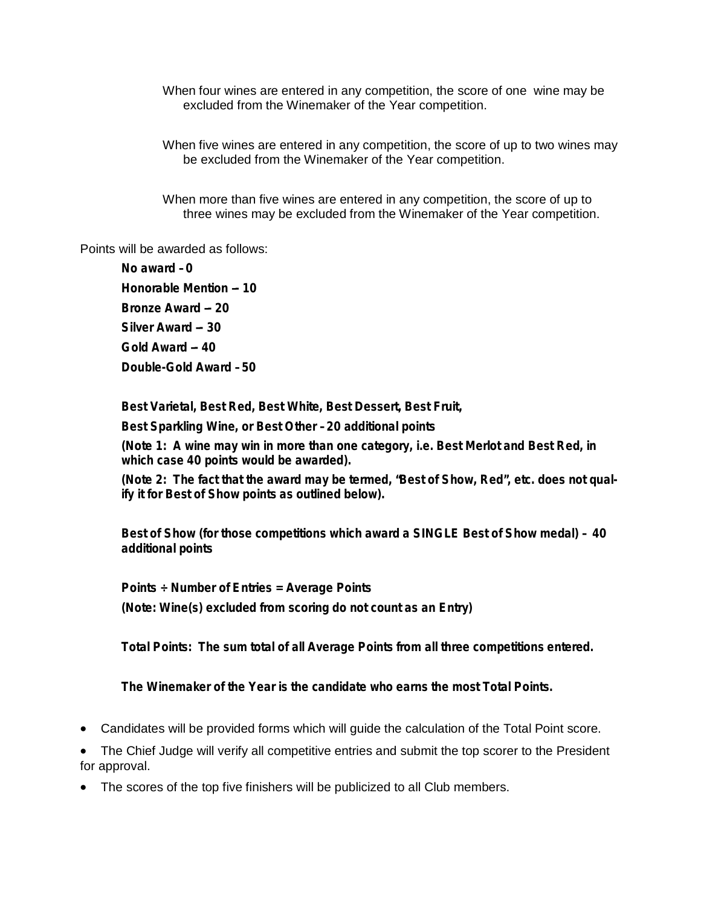When four wines are entered in any competition, the score of one wine may be excluded from the Winemaker of the Year competition.

When five wines are entered in any competition, the score of up to two wines may be excluded from the Winemaker of the Year competition.

When more than five wines are entered in any competition, the score of up to three wines may be excluded from the Winemaker of the Year competition.

Points will be awarded as follows:

**No award – 0**

**Honorable Mention -- 10**

**Bronze Award -- 20**

**Silver Award -- 30**

**Gold Award -- 40**

**Double-Gold Award – 50**

**Best Varietal, Best Red, Best White, Best Dessert, Best Fruit,**

**Best Sparkling Wine, or Best Other – 20 additional points**

**(Note 1: A wine may win in more than one category, i.e. Best Merlot and Best Red, in which case 40 points would be awarded).**

**(Note 2: The fact that the award may be termed, "Best of Show, Red", etc. does not qualify it for Best of Show points as outlined below).**

**Best of Show (for those competitions which award a SINGLE Best of Show medal) – 40 additional points**

**Points ÷ Number of Entries = Average Points**

**(Note: Wine(s) excluded from scoring do not count as an Entry)**

**Total Points: The sum total of all Average Points from all three competitions entered.**

**The Winemaker of the Year is the candidate who earns the most Total Points.**

- Candidates will be provided forms which will guide the calculation of the Total Point score.
- The Chief Judge will verify all competitive entries and submit the top scorer to the President for approval.
- The scores of the top five finishers will be publicized to all Club members.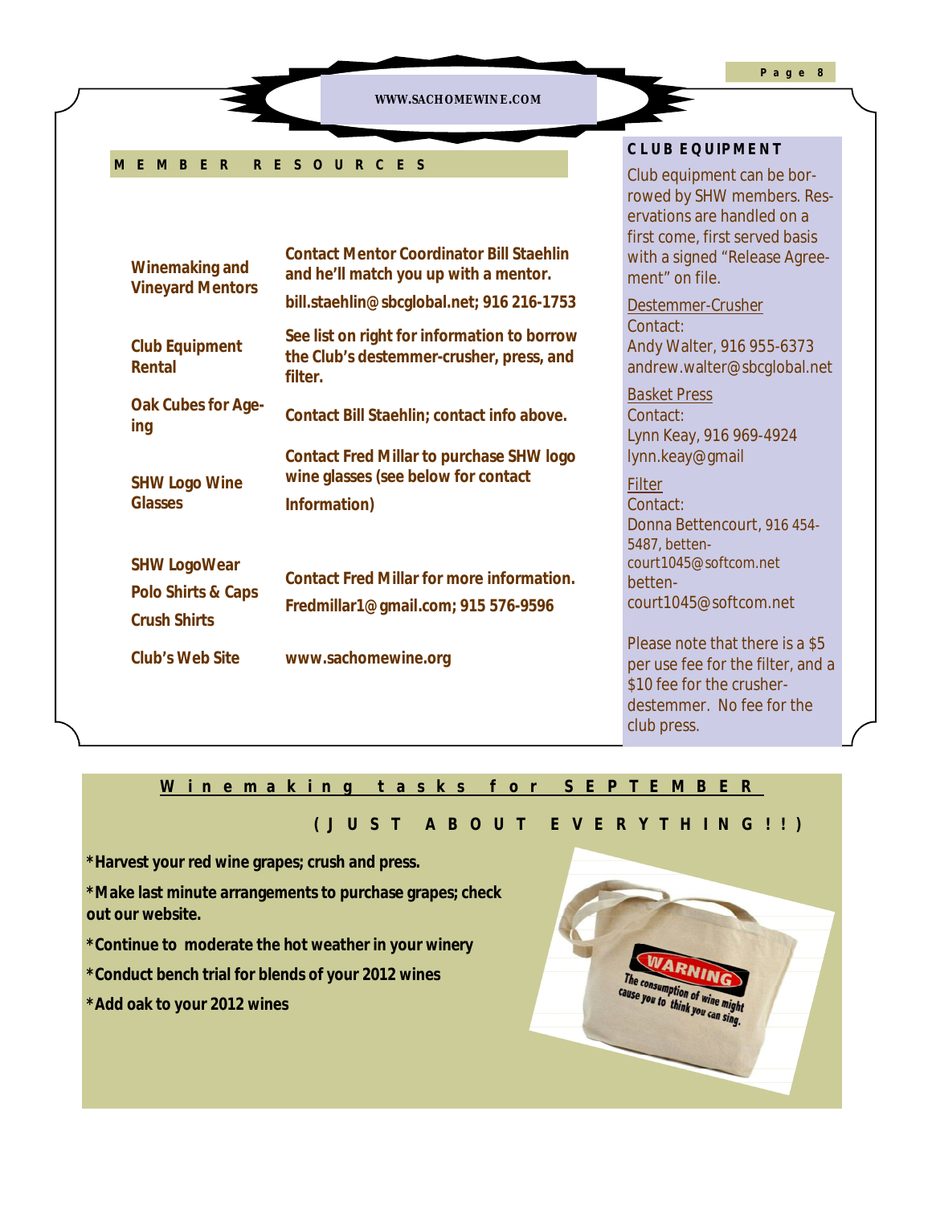WWW.SACHOMEWINE.COM

## MEMBER RESOURCES

| | |
|---|---|
| **Winemaking and Vineyard Mentors** | **Contact Mentor Coordinator Bill Staehlin and he'll match you up with a mentor.** **bill.staehlin@sbcglobal.net; 916 216-1753** |
| **Club Equipment Rental** | **See list on right for information to borrow the Club's destemmer-crusher, press, and filter.** |
| **Oak Cubes for Ageing** | **Contact Bill Staehlin; contact info above.** |
| **SHW Logo Wine Glasses** | **Contact Fred Millar to purchase SHW logo wine glasses (see below for contact Information)** |
| **SHW LogoWear Polo Shirts & Caps Crush Shirts** | **Contact Fred Millar for more information. Fredmillar1@gmail.com; 915 576-9596** |
| **Club's Web Site** | **www.sachomewine.org** |

## CLUB EQUIPMENT

Club equipment can be borrowed by SHW members. Reservations are handled on a first come, first served basis with a signed "Release Agreement" on file.

Destemmer-Crusher
Contact:
Andy Walter, 916 955-6373
andrew.walter@sbcglobal.net

Basket Press
Contact:
Lynn Keay, 916 969-4924
lynn.keay@gmail

Filter
Contact:
Donna Bettencourt, 916 454-5487, bettencourt1045@softcom.net
bettencourt1045@softcom.net

Please note that there is a $5 per use fee for the filter, and a $10 fee for the crusher-destemmer. No fee for the club press.

## Winemaking tasks for SEPTEMBER

### (JUST ABOUT EVERYTHING!!)

**\*Harvest your red wine grapes; crush and press.**

**\*Make last minute arrangements to purchase grapes; check out our website.**

**\*Continue to moderate the hot weather in your winery**

**\*Conduct bench trial for blends of your 2012 wines**

**\*Add oak to your 2012 wines**